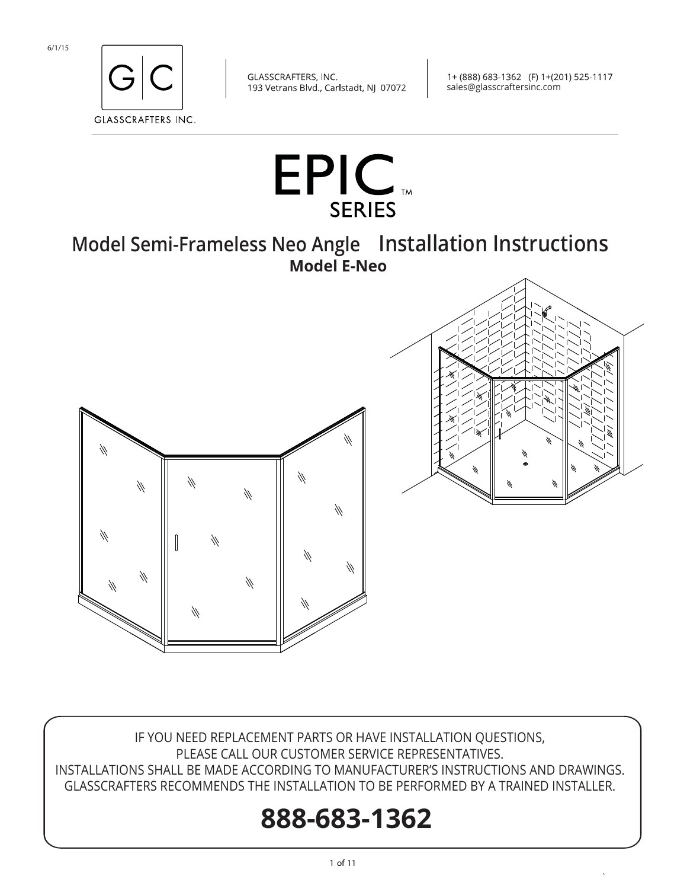6/1/15

GLASSCRAFTERS INC.

GLASSCRAFTERS, INC.
193 Vetrans Blvd., Carlstadt, NJ 07072

1+ (888) 683-1362 (F) 1+(201) 525-1117
sales@glasscraftersinc.com

# EPIC™ SERIES

## Model Semi-Frameless Neo Angle Installation Instructions

### Model E-Neo

IF YOU NEED REPLACEMENT PARTS OR HAVE INSTALLATION QUESTIONS,
PLEASE CALL OUR CUSTOMER SERVICE REPRESENTATIVES.
INSTALLATIONS SHALL BE MADE ACCORDING TO MANUFACTURER'S INSTRUCTIONS AND DRAWINGS.
GLASSCRAFTERS RECOMMENDS THE INSTALLATION TO BE PERFORMED BY A TRAINED INSTALLER.

**888-683-1362**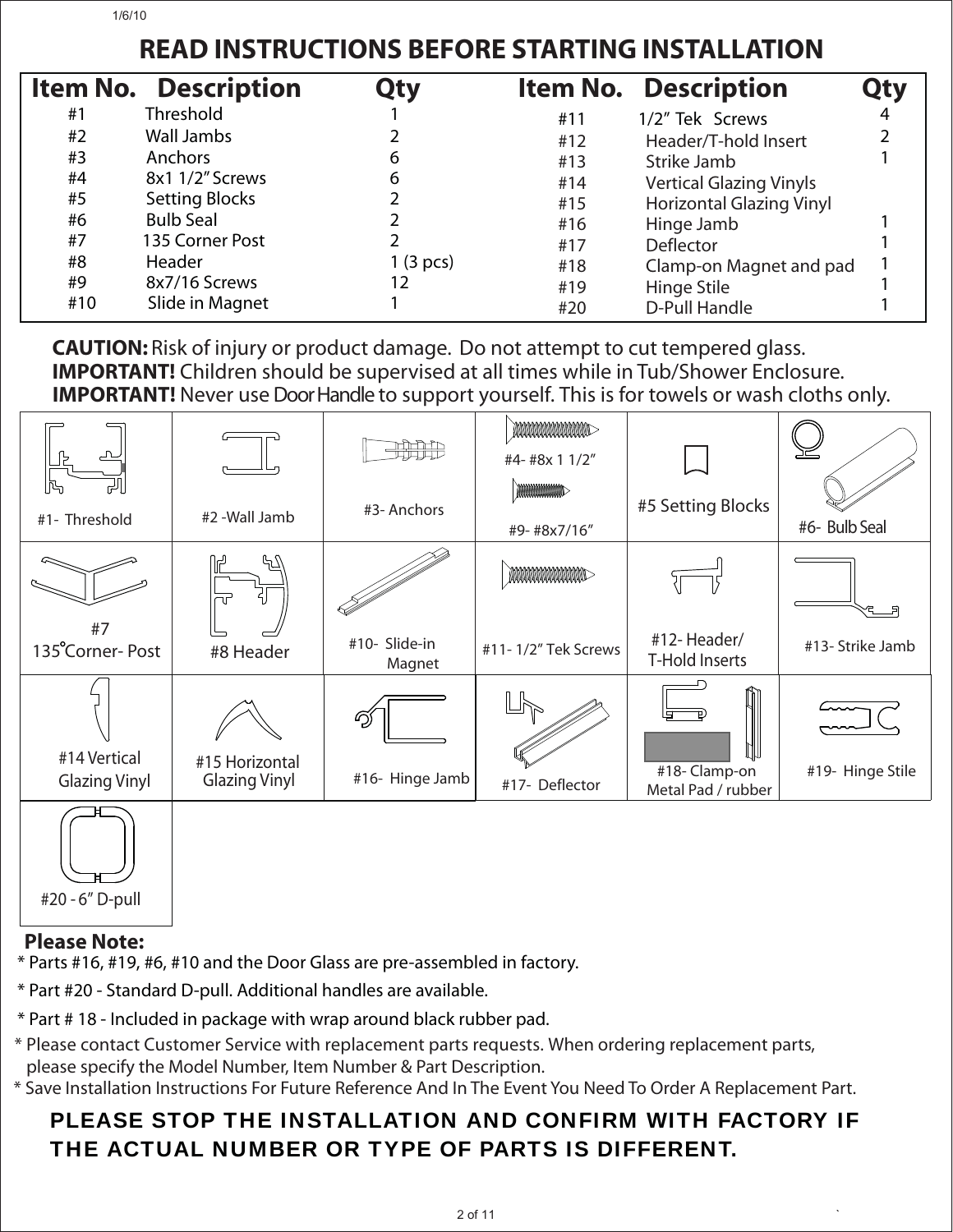# READ INSTRUCTIONS BEFORE STARTING INSTALLATION

| Item No. | Description | Qty | Item No. | Description | Qty |
|---|---|---|---|---|---|
| #1 | Threshold | 1 | #11 | 1/2" Tek Screws | 4 |
| #2 | Wall Jambs | 2 | #12 | Header/T-hold Insert | 2 |
| #3 | Anchors | 6 | #13 | Strike Jamb | 1 |
| #4 | 8x1 1/2" Screws | 6 | #14 | Vertical Glazing Vinyls | |
| #5 | Setting Blocks | 2 | #15 | Horizontal Glazing Vinyl | |
| #6 | Bulb Seal | 2 | #16 | Hinge Jamb | 1 |
| #7 | 135 Corner Post | 2 | #17 | Deflector | 1 |
| #8 | Header | 1 (3 pcs) | #18 | Clamp-on Magnet and pad | 1 |
| #9 | 8x7/16 Screws | 12 | #19 | Hinge Stile | 1 |
| #10 | Slide in Magnet | 1 | #20 | D-Pull Handle | 1 |

**CAUTION:** Risk of injury or product damage. Do not attempt to cut tempered glass.
**IMPORTANT!** Children should be supervised at all times while in Tub/Shower Enclosure.
**IMPORTANT!** Never use Door Handle to support yourself. This is for towels or wash cloths only.

| | | | | | |
|---|---|---|---|---|---|
| #1- Threshold | #2 -Wall Jamb | #3- Anchors | #4- #8x 1 1/2"<br>#9- #8x7/16" | #5 Setting Blocks | #6- Bulb Seal |
| #7<br>135°Corner- Post | #8 Header | #10- Slide-in Magnet | #11- 1/2" Tek Screws | #12- Header/ T-Hold Inserts | #13- Strike Jamb |
| #14 Vertical Glazing Vinyl | #15 Horizontal Glazing Vinyl | #16- Hinge Jamb | #17- Deflector | #18- Clamp-on Metal Pad / rubber | #19- Hinge Stile |
| #20 - 6" D-pull | | | | | |

**Please Note:**

* Parts #16, #19, #6, #10 and the Door Glass are pre-assembled in factory.
* Part #20 - Standard D-pull. Additional handles are available.
* Part # 18 - Included in package with wrap around black rubber pad.
* Please contact Customer Service with replacement parts requests. When ordering replacement parts, please specify the Model Number, Item Number & Part Description.
* Save Installation Instructions For Future Reference And In The Event You Need To Order A Replacement Part.

**PLEASE STOP THE INSTALLATION AND CONFIRM WITH FACTORY IF THE ACTUAL NUMBER OR TYPE OF PARTS IS DIFFERENT.**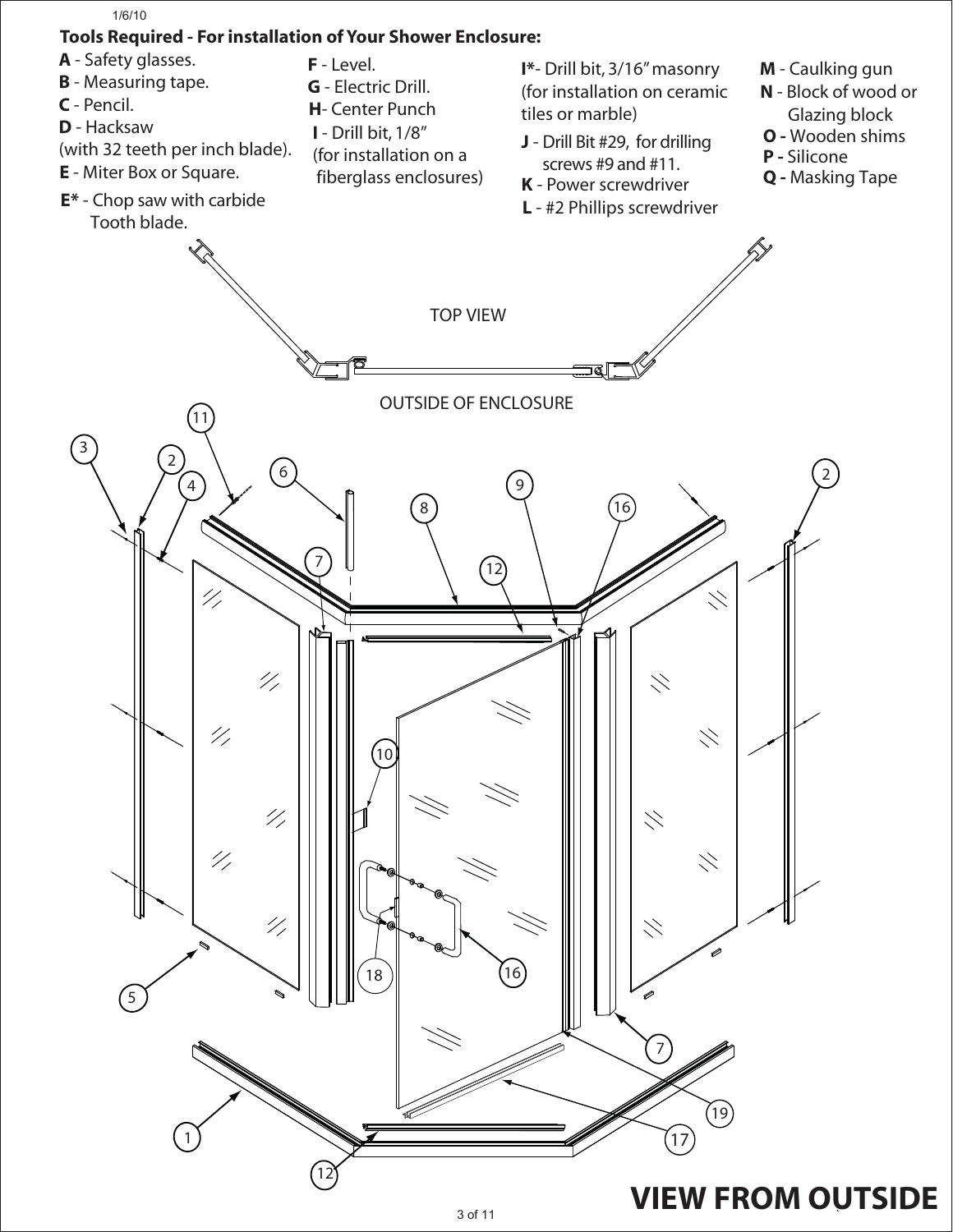1/6/10

**Tools Required - For installation of Your Shower Enclosure:**

**A** - Safety glasses.
**B** - Measuring tape.
**C** - Pencil.
**D** - Hacksaw (with 32 teeth per inch blade).
**E** - Miter Box or Square.
**E*** - Chop saw with carbide Tooth blade.
**F** - Level.
**G** - Electric Drill.
**H**- Center Punch
**I** - Drill bit, 1/8" (for installation on a fiberglass enclosures)
**I***- Drill bit, 3/16" masonry (for installation on ceramic tiles or marble)
**J** - Drill Bit #29, for drilling screws #9 and #11.
**K** - Power screwdriver
**L** - #2 Phillips screwdriver
**M** - Caulking gun
**N** - Block of wood or Glazing block
**O -** Wooden shims
**P -** Silicone
**Q -** Masking Tape

TOP VIEW

OUTSIDE OF ENCLOSURE

11, 3, 2, 4, 6, 9, 8, 16, 2, 7, 12, 10, 18, 16, 5, 7, 19, 1, 17, 12

**VIEW FROM OUTSIDE**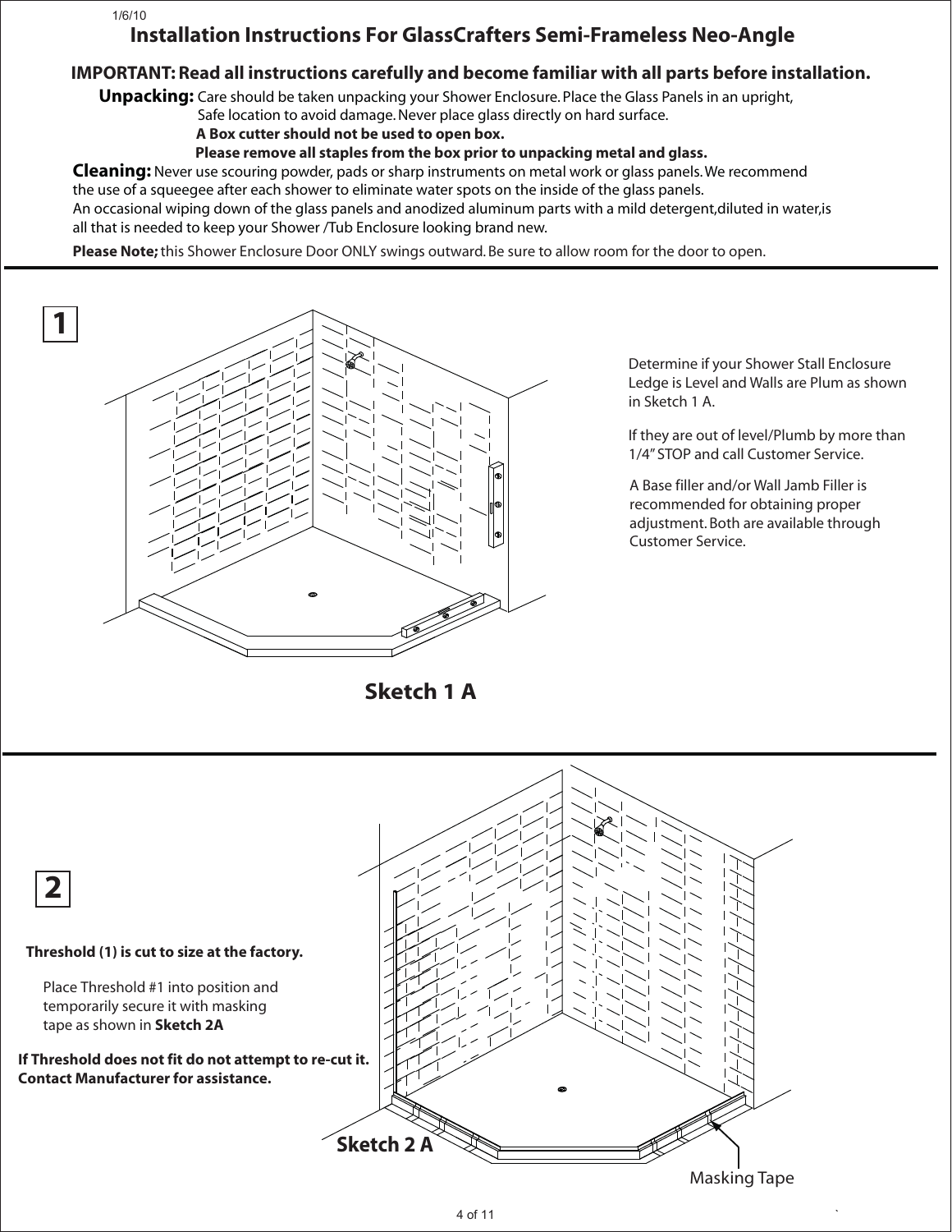1/6/10

# Installation Instructions For GlassCrafters Semi-Frameless Neo-Angle

**IMPORTANT: Read all instructions carefully and become familiar with all parts before installation.**

**Unpacking:** Care should be taken unpacking your Shower Enclosure. Place the Glass Panels in an upright, Safe location to avoid damage. Never place glass directly on hard surface.

**A Box cutter should not be used to open box.**

**Please remove all staples from the box prior to unpacking metal and glass.**

**Cleaning:** Never use scouring powder, pads or sharp instruments on metal work or glass panels. We recommend the use of a squeegee after each shower to eliminate water spots on the inside of the glass panels.
An occasional wiping down of the glass panels and anodized aluminum parts with a mild detergent,diluted in water,is all that is needed to keep your Shower /Tub Enclosure looking brand new.

**Please Note;** this Shower Enclosure Door ONLY swings outward. Be sure to allow room for the door to open.

## 1

Determine if your Shower Stall Enclosure Ledge is Level and Walls are Plum as shown in Sketch 1 A.

If they are out of level/Plumb by more than 1/4" STOP and call Customer Service.

A Base filler and/or Wall Jamb Filler is recommended for obtaining proper adjustment. Both are available through Customer Service.

**Sketch 1 A**

## 2

**Threshold (1) is cut to size at the factory.**

Place Threshold #1 into position and temporarily secure it with masking tape as shown in **Sketch 2A**

**If Threshold does not fit do not attempt to re-cut it. Contact Manufacturer for assistance.**

**Sketch 2 A**

Masking Tape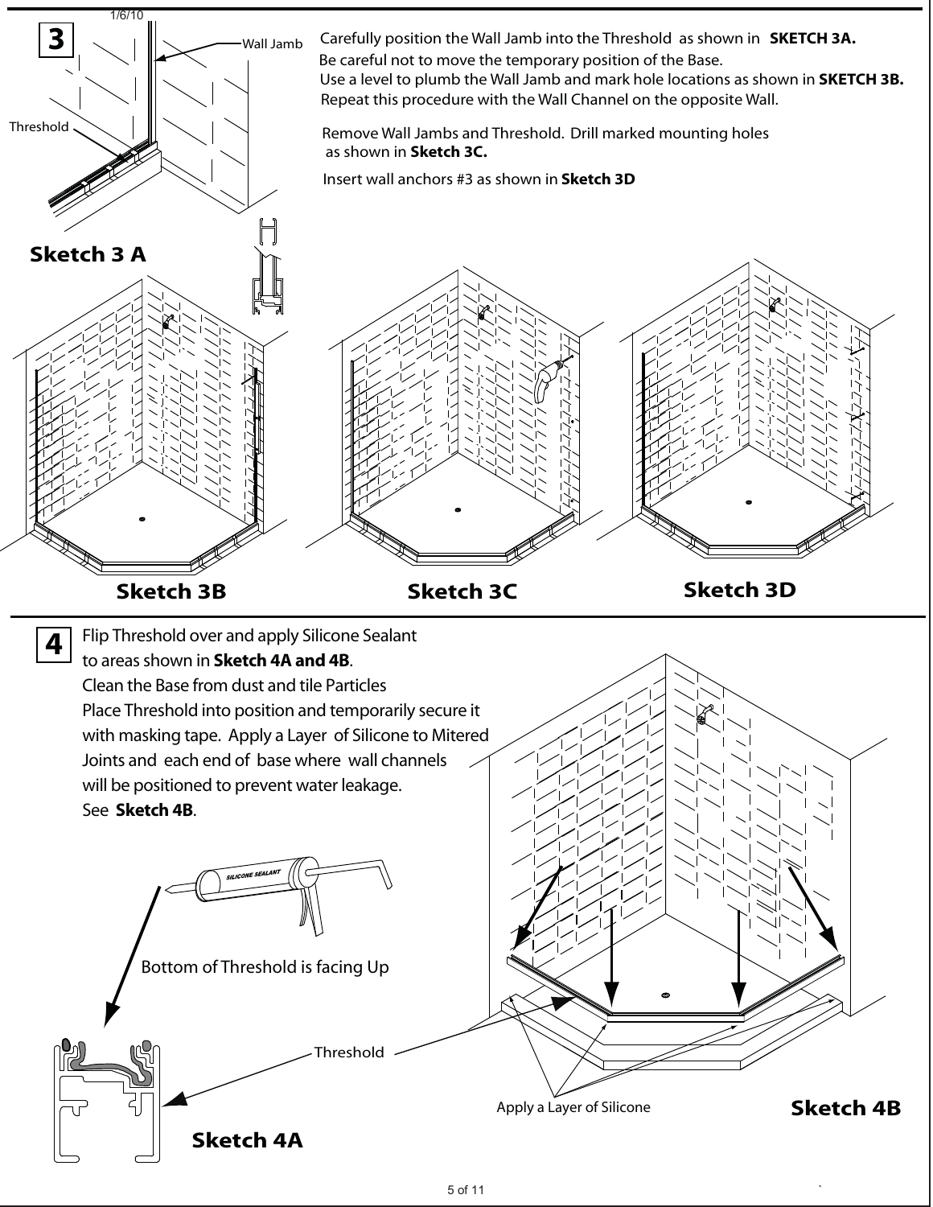1/6/10

## 3

Carefully position the Wall Jamb into the Threshold as shown in **SKETCH 3A.**
Be careful not to move the temporary position of the Base.
Use a level to plumb the Wall Jamb and mark hole locations as shown in **SKETCH 3B.**
Repeat this procedure with the Wall Channel on the opposite Wall.

Remove Wall Jambs and Threshold. Drill marked mounting holes as shown in **Sketch 3C.**

Insert wall anchors #3 as shown in **Sketch 3D**

Wall Jamb

Threshold

**Sketch 3 A**

**Sketch 3B**

**Sketch 3C**

**Sketch 3D**

## 4

Flip Threshold over and apply Silicone Sealant to areas shown in **Sketch 4A and 4B**.
Clean the Base from dust and tile Particles
Place Threshold into position and temporarily secure it with masking tape. Apply a Layer of Silicone to Mitered Joints and each end of base where wall channels will be positioned to prevent water leakage.
See **Sketch 4B**.

SILICONE SEALANT

Bottom of Threshold is facing Up

Threshold

Apply a Layer of Silicone

**Sketch 4A**

**Sketch 4B**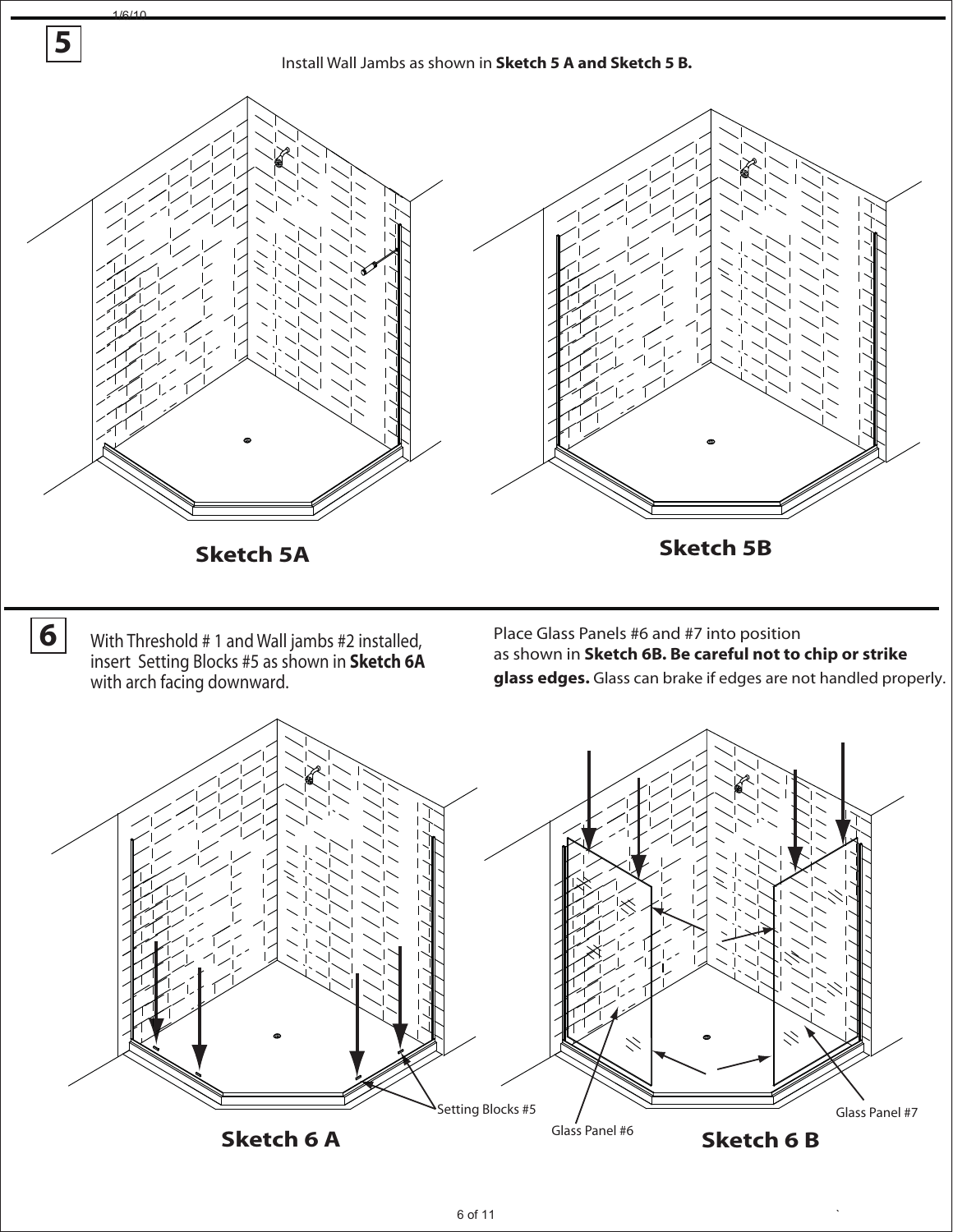## 5

Install Wall Jambs as shown in **Sketch 5 A and Sketch 5 B.**

**Sketch 5A**

**Sketch 5B**

## 6

With Threshold # 1 and Wall jambs #2 installed, insert Setting Blocks #5 as shown in **Sketch 6A** with arch facing downward.

Place Glass Panels #6 and #7 into position as shown in **Sketch 6B. Be careful not to chip or strike glass edges.** Glass can brake if edges are not handled properly.

Setting Blocks #5

**Sketch 6 A**

Glass Panel #6

Glass Panel #7

**Sketch 6 B**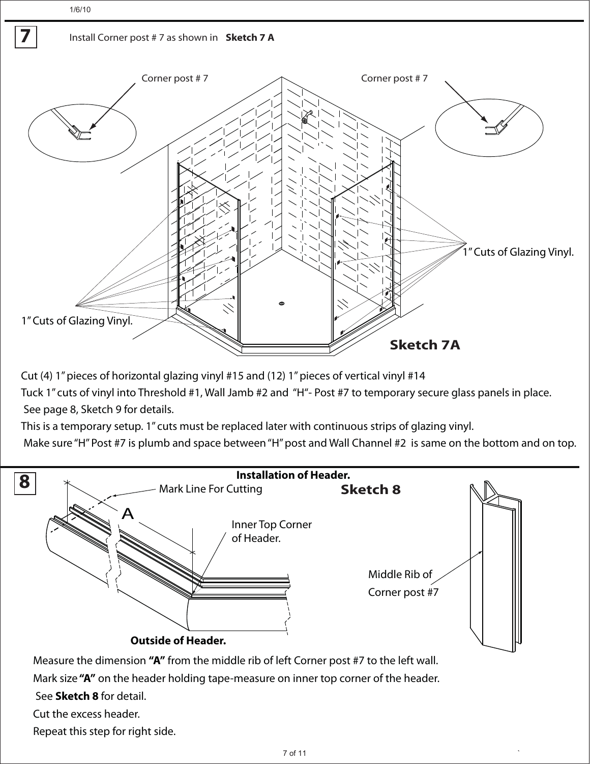**7** Install Corner post # 7 as shown in **Sketch 7 A**

Corner post # 7

Corner post # 7

1" Cuts of Glazing Vinyl.

1" Cuts of Glazing Vinyl.

**Sketch 7A**

Cut (4) 1" pieces of horizontal glazing vinyl #15 and (12) 1" pieces of vertical vinyl #14

Tuck 1" cuts of vinyl into Threshold #1, Wall Jamb #2 and "H"- Post #7 to temporary secure glass panels in place. See page 8, Sketch 9 for details.

This is a temporary setup. 1" cuts must be replaced later with continuous strips of glazing vinyl.

Make sure "H" Post #7 is plumb and space between "H" post and Wall Channel #2 is same on the bottom and on top.

**8** **Installation of Header.**

**Sketch 8**

Mark Line For Cutting

A

Inner Top Corner of Header.

Middle Rib of Corner post #7

**Outside of Header.**

Measure the dimension **"A"** from the middle rib of left Corner post #7 to the left wall.

Mark size **"A"** on the header holding tape-measure on inner top corner of the header.

See **Sketch 8** for detail.

Cut the excess header.

Repeat this step for right side.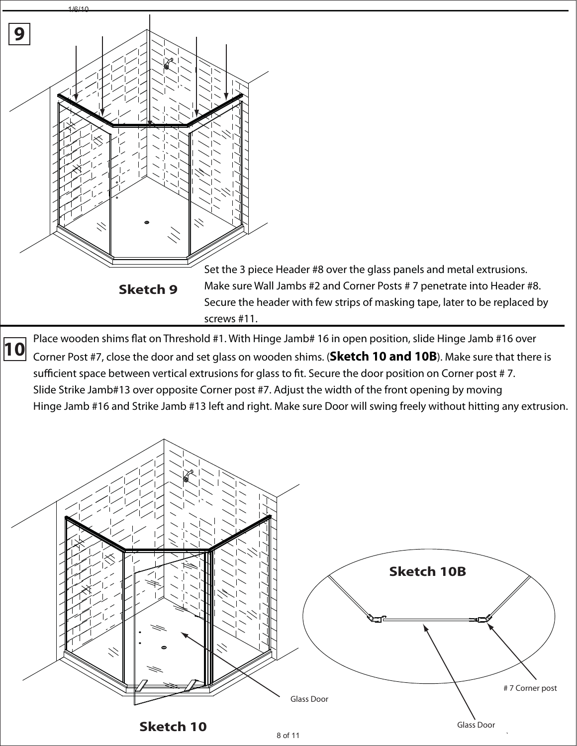**9**

Sketch 9

Set the 3 piece Header #8 over the glass panels and metal extrusions.
Make sure Wall Jambs #2 and Corner Posts # 7 penetrate into Header #8.
Secure the header with few strips of masking tape, later to be replaced by screws #11.

**10**

Place wooden shims flat on Threshold #1. With Hinge Jamb# 16 in open position, slide Hinge Jamb #16 over Corner Post #7, close the door and set glass on wooden shims. (**Sketch 10 and 10B**). Make sure that there is sufficient space between vertical extrusions for glass to fit. Secure the door position on Corner post # 7.
Slide Strike Jamb#13 over opposite Corner post #7. Adjust the width of the front opening by moving Hinge Jamb #16 and Strike Jamb #13 left and right. Make sure Door will swing freely without hitting any extrusion.

Glass Door

Sketch 10

Sketch 10B

# 7 Corner post

Glass Door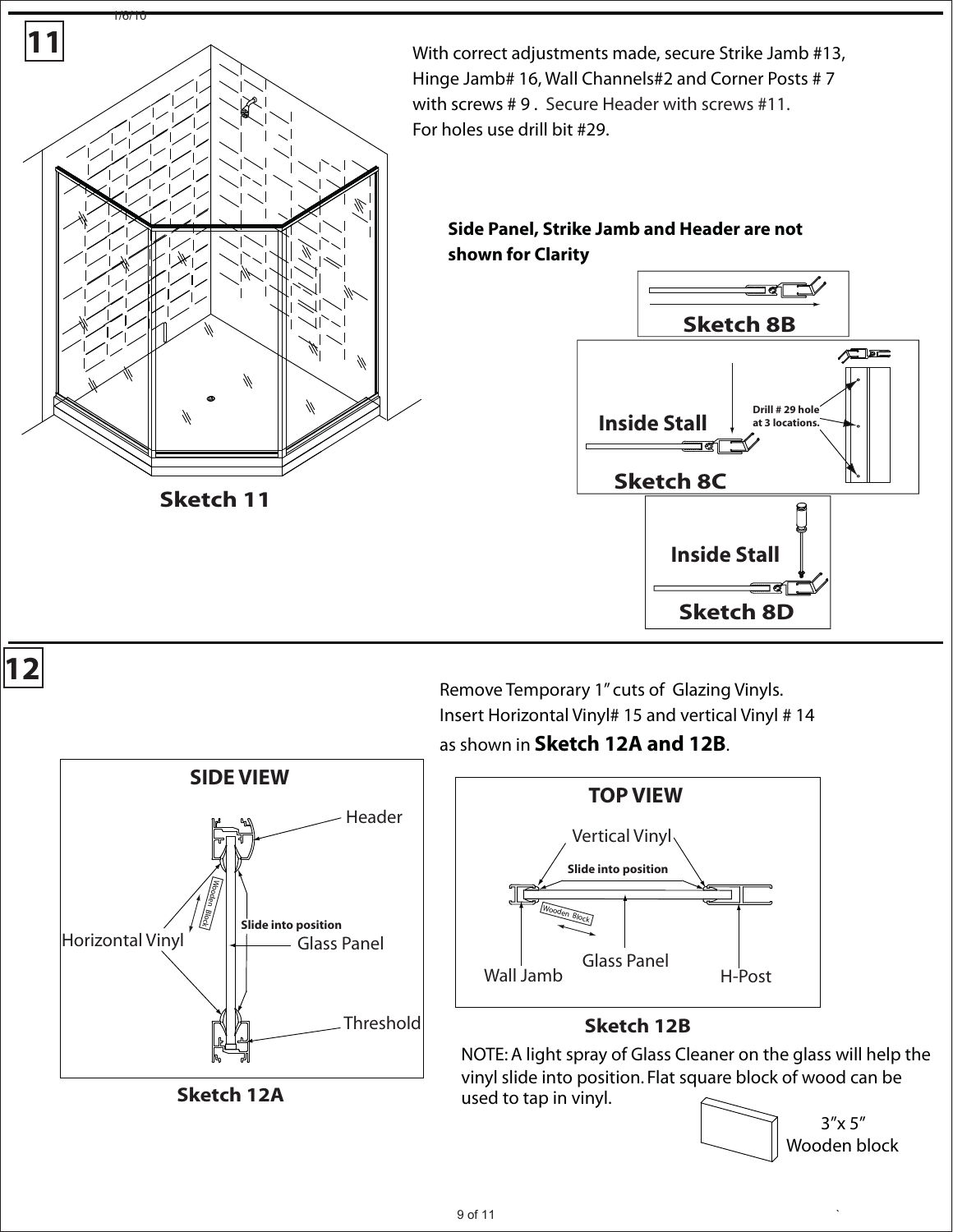## 11

With correct adjustments made, secure Strike Jamb #13, Hinge Jamb# 16, Wall Channels#2 and Corner Posts # 7 with screws # 9 . Secure Header with screws #11. For holes use drill bit #29.

**Side Panel, Strike Jamb and Header are not shown for Clarity**

**Sketch 11**

**Sketch 8B**

**Inside Stall**

Drill # 29 hole at 3 locations.

**Sketch 8C**

**Inside Stall**

**Sketch 8D**

## 12

Remove Temporary 1" cuts of Glazing Vinyls. Insert Horizontal Vinyl# 15 and vertical Vinyl # 14 as shown in **Sketch 12A and 12B**.

**SIDE VIEW**

Header

Wooden Block

Slide into position

Horizontal Vinyl

Glass Panel

Threshold

**Sketch 12A**

**TOP VIEW**

Vertical Vinyl

Slide into position

Wooden Block

Wall Jamb

Glass Panel

H-Post

**Sketch 12B**

NOTE: A light spray of Glass Cleaner on the glass will help the vinyl slide into position. Flat square block of wood can be used to tap in vinyl.

3"x 5" Wooden block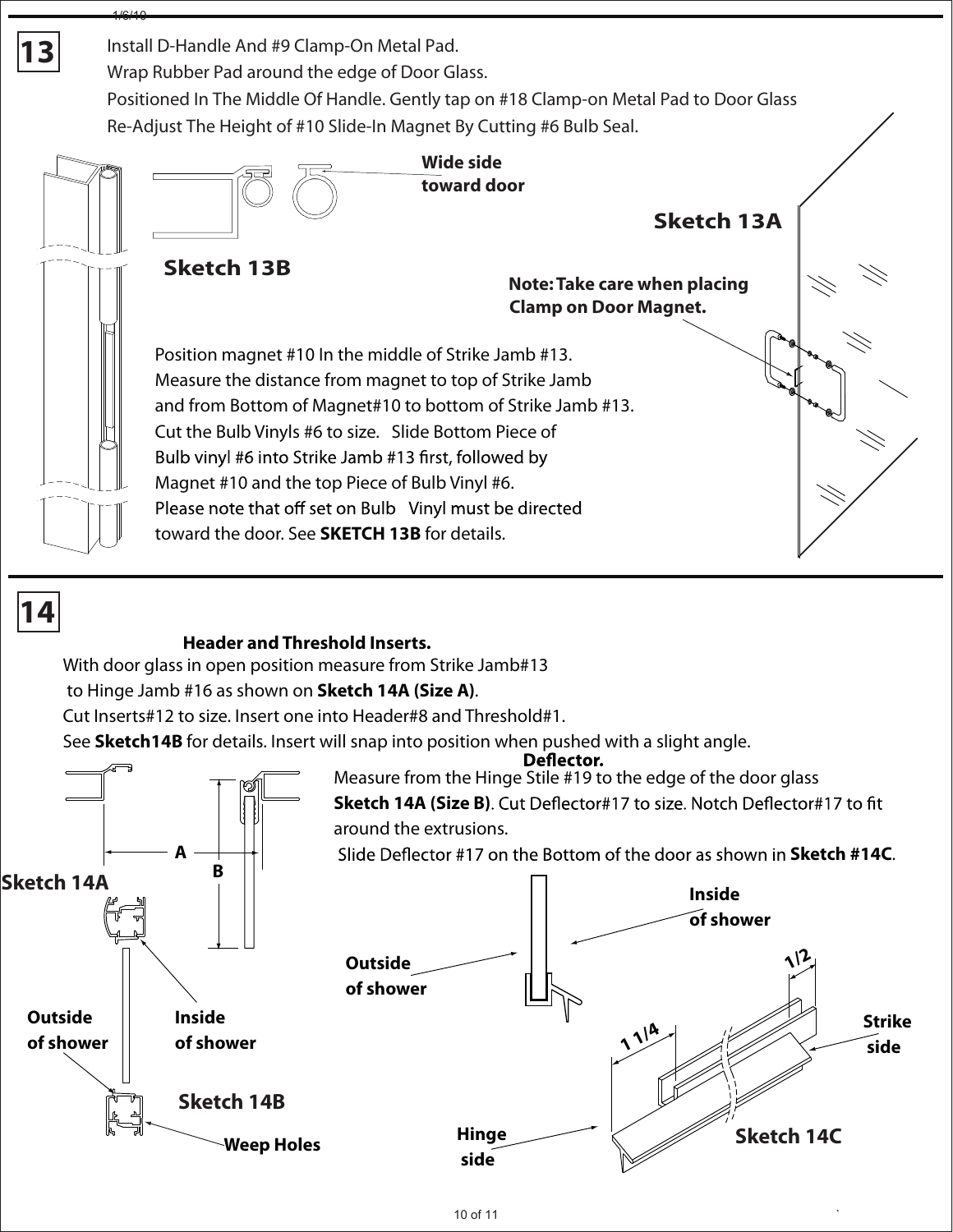## 13

Install D-Handle And #9 Clamp-On Metal Pad.
Wrap Rubber Pad around the edge of Door Glass.
Positioned In The Middle Of Handle. Gently tap on #18 Clamp-on Metal Pad to Door Glass
Re-Adjust The Height of #10 Slide-In Magnet By Cutting #6 Bulb Seal.

**Wide side toward door**

**Sketch 13A**

**Sketch 13B**

**Note: Take care when placing Clamp on Door Magnet.**

Position magnet #10 In the middle of Strike Jamb #13.
Measure the distance from magnet to top of Strike Jamb and from Bottom of Magnet#10 to bottom of Strike Jamb #13.
Cut the Bulb Vinyls #6 to size. Slide Bottom Piece of Bulb vinyl #6 into Strike Jamb #13 first, followed by Magnet #10 and the top Piece of Bulb Vinyl #6.
Please note that off set on Bulb Vinyl must be directed toward the door. See **SKETCH 13B** for details.

## 14

**Header and Threshold Inserts.**

With door glass in open position measure from Strike Jamb#13 to Hinge Jamb #16 as shown on **Sketch 14A (Size A)**.
Cut Inserts#12 to size. Insert one into Header#8 and Threshold#1.
See **Sketch14B** for details. Insert will snap into position when pushed with a slight angle.

**Deflector.**

Measure from the Hinge Stile #19 to the edge of the door glass **Sketch 14A (Size B)**. Cut Deflector#17 to size. Notch Deflector#17 to fit around the extrusions.
Slide Deflector #17 on the Bottom of the door as shown in **Sketch #14C**.

**A** **B**

**Sketch 14A**

**Outside of shower** **Inside of shower**

**Sketch 14B**

**Weep Holes**

**Inside of shower**

**Outside of shower**

1/2

1 1/4

**Strike side**

**Hinge side**

**Sketch 14C**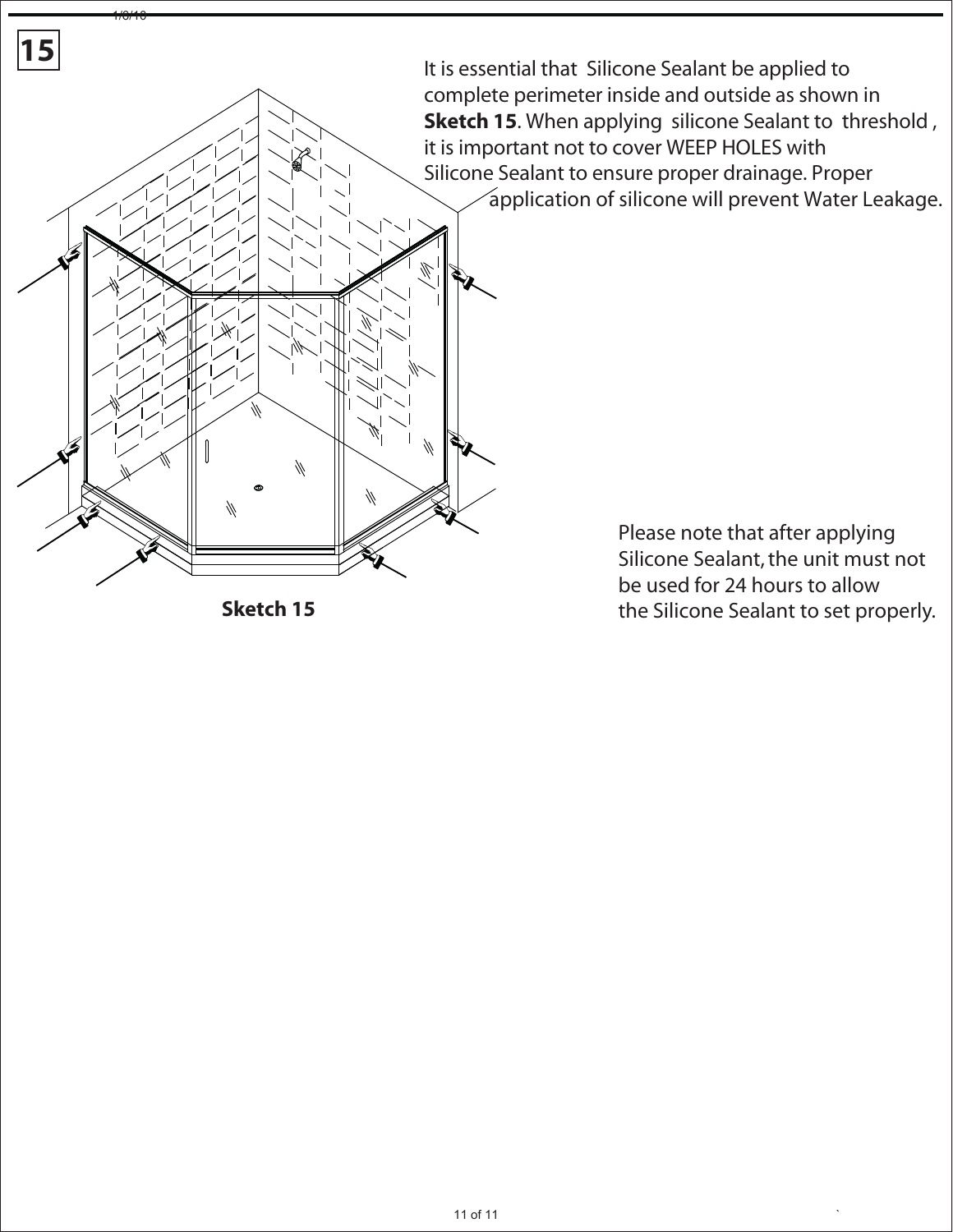**15**

It is essential that Silicone Sealant be applied to complete perimeter inside and outside as shown in **Sketch 15**. When applying silicone Sealant to threshold , it is important not to cover WEEP HOLES with Silicone Sealant to ensure proper drainage. Proper application of silicone will prevent Water Leakage.

**Sketch 15**

Please note that after applying Silicone Sealant, the unit must not be used for 24 hours to allow the Silicone Sealant to set properly.